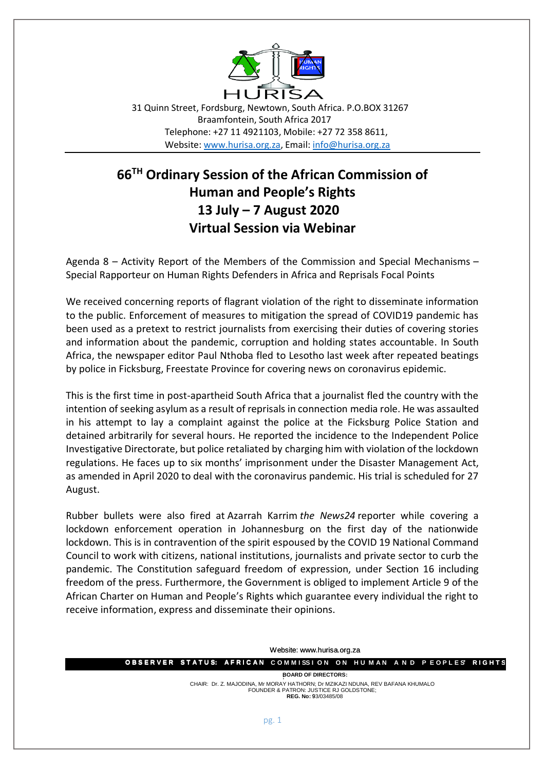HURISA

31 Quinn Street, Fordsburg, Newtown, South Africa. P.O.BOX 31267
Braamfontein, South Africa 2017
Telephone: +27 11 4921103, Mobile: +27 72 358 8611,
Website: www.hurisa.org.za, Email: info@hurisa.org.za

# 66TH Ordinary Session of the African Commission of Human and People's Rights 13 July – 7 August 2020 Virtual Session via Webinar

Agenda 8 – Activity Report of the Members of the Commission and Special Mechanisms – Special Rapporteur on Human Rights Defenders in Africa and Reprisals Focal Points

We received concerning reports of flagrant violation of the right to disseminate information to the public. Enforcement of measures to mitigation the spread of COVID19 pandemic has been used as a pretext to restrict journalists from exercising their duties of covering stories and information about the pandemic, corruption and holding states accountable. In South Africa, the newspaper editor Paul Nthoba fled to Lesotho last week after repeated beatings by police in Ficksburg, Freestate Province for covering news on coronavirus epidemic.

This is the first time in post-apartheid South Africa that a journalist fled the country with the intention of seeking asylum as a result of reprisals in connection media role. He was assaulted in his attempt to lay a complaint against the police at the Ficksburg Police Station and detained arbitrarily for several hours. He reported the incidence to the Independent Police Investigative Directorate, but police retaliated by charging him with violation of the lockdown regulations. He faces up to six months' imprisonment under the Disaster Management Act, as amended in April 2020 to deal with the coronavirus pandemic. His trial is scheduled for 27 August.

Rubber bullets were also fired at Azarrah Karrim *the News24* reporter while covering a lockdown enforcement operation in Johannesburg on the first day of the nationwide lockdown. This is in contravention of the spirit espoused by the COVID 19 National Command Council to work with citizens, national institutions, journalists and private sector to curb the pandemic. The Constitution safeguard freedom of expression, under Section 16 including freedom of the press. Furthermore, the Government is obliged to implement Article 9 of the African Charter on Human and People's Rights which guarantee every individual the right to receive information, express and disseminate their opinions.

Website: www.hurisa.org.za

**OBSERVER STATUS: AFRICAN COMMISSION ON HUMAN AND PEOPLES' RIGHTS**

**BOARD OF DIRECTORS:**

CHAIR: Dr. Z. MAJODINA, Mr MORAY HATHORN; Dr MZIKAZI NDUNA, REV BAFANA KHUMALO
FOUNDER & PATRON: JUSTICE RJ GOLDSTONE;
**REG. No: 93/03485/08**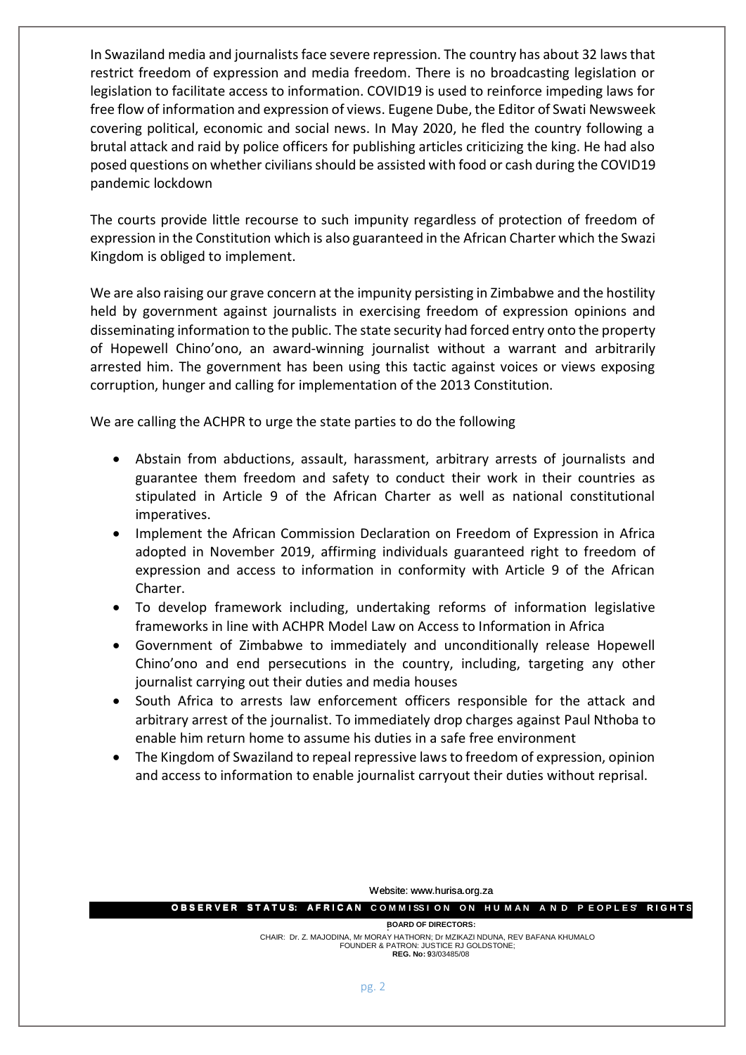In Swaziland media and journalists face severe repression. The country has about 32 laws that restrict freedom of expression and media freedom. There is no broadcasting legislation or legislation to facilitate access to information. COVID19 is used to reinforce impeding laws for free flow of information and expression of views. Eugene Dube, the Editor of Swati Newsweek covering political, economic and social news. In May 2020, he fled the country following a brutal attack and raid by police officers for publishing articles criticizing the king. He had also posed questions on whether civilians should be assisted with food or cash during the COVID19 pandemic lockdown

The courts provide little recourse to such impunity regardless of protection of freedom of expression in the Constitution which is also guaranteed in the African Charter which the Swazi Kingdom is obliged to implement.

We are also raising our grave concern at the impunity persisting in Zimbabwe and the hostility held by government against journalists in exercising freedom of expression opinions and disseminating information to the public. The state security had forced entry onto the property of Hopewell Chino'ono, an award-winning journalist without a warrant and arbitrarily arrested him. The government has been using this tactic against voices or views exposing corruption, hunger and calling for implementation of the 2013 Constitution.

We are calling the ACHPR to urge the state parties to do the following

- Abstain from abductions, assault, harassment, arbitrary arrests of journalists and guarantee them freedom and safety to conduct their work in their countries as stipulated in Article 9 of the African Charter as well as national constitutional imperatives.
- Implement the African Commission Declaration on Freedom of Expression in Africa adopted in November 2019, affirming individuals guaranteed right to freedom of expression and access to information in conformity with Article 9 of the African Charter.
- To develop framework including, undertaking reforms of information legislative frameworks in line with ACHPR Model Law on Access to Information in Africa
- Government of Zimbabwe to immediately and unconditionally release Hopewell Chino'ono and end persecutions in the country, including, targeting any other journalist carrying out their duties and media houses
- South Africa to arrests law enforcement officers responsible for the attack and arbitrary arrest of the journalist. To immediately drop charges against Paul Nthoba to enable him return home to assume his duties in a safe free environment
- The Kingdom of Swaziland to repeal repressive laws to freedom of expression, opinion and access to information to enable journalist carryout their duties without reprisal.

Website: www.hurisa.org.za

**OBSERVER STATUS: AFRICAN COMMISSION ON HUMAN AND PEOPLES' RIGHTS**

**BOARD OF DIRECTORS:**

CHAIR: Dr. Z. MAJODINA, Mr MORAY HATHORN; Dr MZIKAZI NDUNA, REV BAFANA KHUMALO
FOUNDER & PATRON: JUSTICE RJ GOLDSTONE;
**REG. No: 93/03485/08**